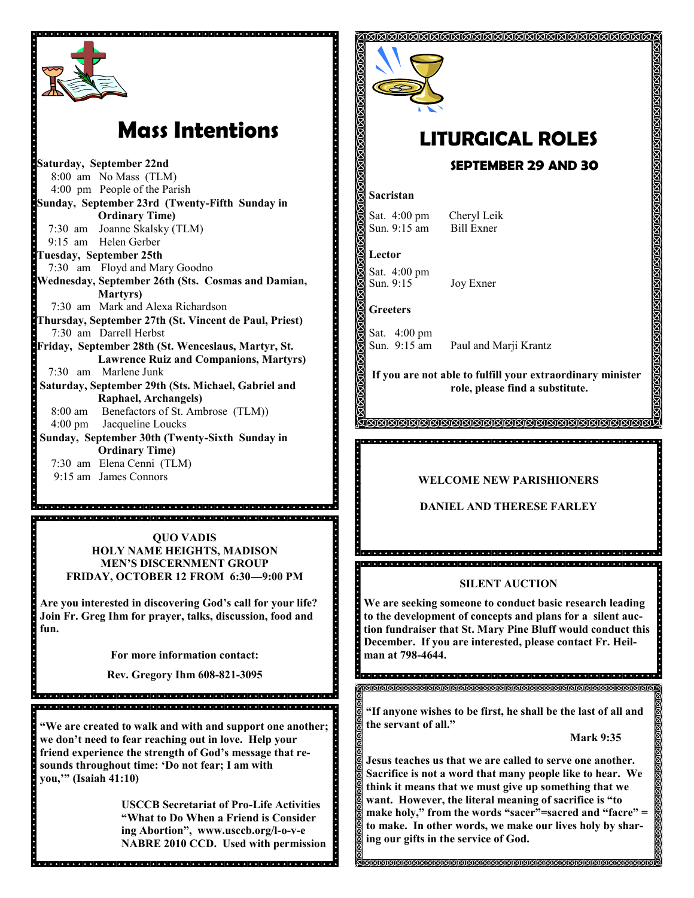# Mass Intentions

**Saturday, September 22nd**
8:00 am No Mass (TLM)
4:00 pm People of the Parish

**Sunday, September 23rd (Twenty-Fifth Sunday in Ordinary Time)**
7:30 am Joanne Skalsky (TLM)
9:15 am Helen Gerber

**Tuesday, September 25th**
7:30 am Floyd and Mary Goodno

**Wednesday, September 26th (Sts. Cosmas and Damian, Martyrs)**
7:30 am Mark and Alexa Richardson

**Thursday, September 27th (St. Vincent de Paul, Priest)**
7:30 am Darrell Herbst

**Friday, September 28th (St. Wenceslaus, Martyr, St. Lawrence Ruiz and Companions, Martyrs)**
7:30 am Marlene Junk

**Saturday, September 29th (Sts. Michael, Gabriel and Raphael, Archangels)**
8:00 am Benefactors of St. Ambrose (TLM))
4:00 pm Jacqueline Loucks

**Sunday, September 30th (Twenty-Sixth Sunday in Ordinary Time)**
7:30 am Elena Cenni (TLM)
9:15 am James Connors

**QUO VADIS**
**HOLY NAME HEIGHTS, MADISON**
**MEN'S DISCERNMENT GROUP**
**FRIDAY, OCTOBER 12 FROM 6:30—9:00 PM**

**Are you interested in discovering God's call for your life? Join Fr. Greg Ihm for prayer, talks, discussion, food and fun.**

**For more information contact:**

**Rev. Gregory Ihm 608-821-3095**

**"We are created to walk and with and support one another; we don't need to fear reaching out in love. Help your friend experience the strength of God's message that resounds throughout time: 'Do not fear; I am with you,'" (Isaiah 41:10)**

**USCCB Secretariat of Pro-Life Activities "What to Do When a Friend is Considering Abortion", www.usccb.org/l-o-v-e NABRE 2010 CCD. Used with permission**

# LITURGICAL ROLES

## SEPTEMBER 29 AND 30

**Sacristan**

Sat. 4:00 pm Cheryl Leik
Sun. 9:15 am Bill Exner

**Lector**

Sat. 4:00 pm
Sun. 9:15 Joy Exner

**Greeters**

Sat. 4:00 pm
Sun. 9:15 am Paul and Marji Krantz

**If you are not able to fulfill your extraordinary minister role, please find a substitute.**

**WELCOME NEW PARISHIONERS**

**DANIEL AND THERESE FARLEY**

**SILENT AUCTION**

**We are seeking someone to conduct basic research leading to the development of concepts and plans for a silent auction fundraiser that St. Mary Pine Bluff would conduct this December. If you are interested, please contact Fr. Heilman at 798-4644.**

**"If anyone wishes to be first, he shall be the last of all and the servant of all."**

**Mark 9:35**

**Jesus teaches us that we are called to serve one another. Sacrifice is not a word that many people like to hear. We think it means that we must give up something that we want. However, the literal meaning of sacrifice is "to make holy," from the words "sacer"=sacred and "facre" = to make. In other words, we make our lives holy by sharing our gifts in the service of God.**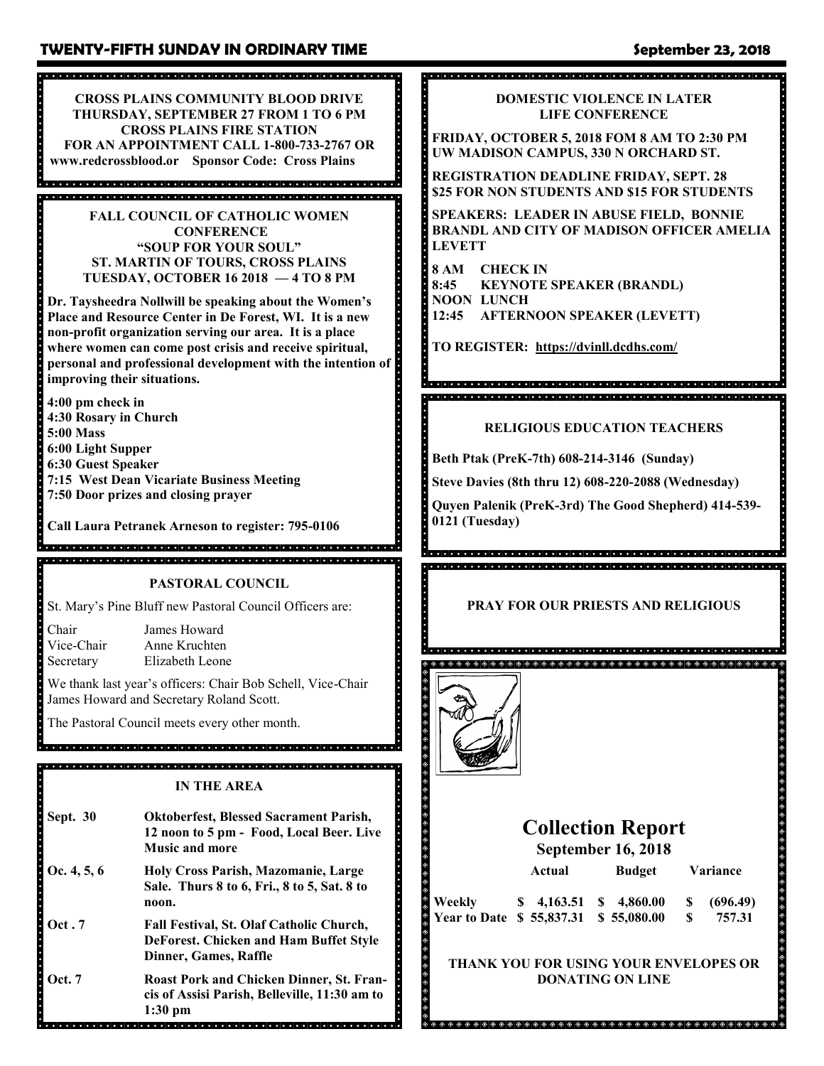**CROSS PLAINS COMMUNITY BLOOD DRIVE**
**THURSDAY, SEPTEMBER 27 FROM 1 TO 6 PM**
**CROSS PLAINS FIRE STATION**
**FOR AN APPOINTMENT CALL 1-800-733-2767 OR www.redcrossblood.or Sponsor Code: Cross Plains**

**FALL COUNCIL OF CATHOLIC WOMEN CONFERENCE**
**"SOUP FOR YOUR SOUL"**
**ST. MARTIN OF TOURS, CROSS PLAINS**
**TUESDAY, OCTOBER 16 2018 — 4 TO 8 PM**

**Dr. Taysheedra Nollwill be speaking about the Women's Place and Resource Center in De Forest, WI. It is a new non-profit organization serving our area. It is a place where women can come post crisis and receive spiritual, personal and professional development with the intention of improving their situations.**

**4:00 pm check in**
**4:30 Rosary in Church**
**5:00 Mass**
**6:00 Light Supper**
**6:30 Guest Speaker**
**7:15 West Dean Vicariate Business Meeting**
**7:50 Door prizes and closing prayer**

**Call Laura Petranek Arneson to register: 795-0106**

**PASTORAL COUNCIL**

St. Mary's Pine Bluff new Pastoral Council Officers are:

| | |
|---|---|
| Chair | James Howard |
| Vice-Chair | Anne Kruchten |
| Secretary | Elizabeth Leone |

We thank last year's officers: Chair Bob Schell, Vice-Chair James Howard and Secretary Roland Scott.

The Pastoral Council meets every other month.

**IN THE AREA**

| | |
|---|---|
| **Sept. 30** | **Oktoberfest, Blessed Sacrament Parish, 12 noon to 5 pm - Food, Local Beer. Live Music and more** |
| **Oc. 4, 5, 6** | **Holy Cross Parish, Mazomanie, Large Sale. Thurs 8 to 6, Fri., 8 to 5, Sat. 8 to noon.** |
| **Oct . 7** | **Fall Festival, St. Olaf Catholic Church, DeForest. Chicken and Ham Buffet Style Dinner, Games, Raffle** |
| **Oct. 7** | **Roast Pork and Chicken Dinner, St. Francis of Assisi Parish, Belleville, 11:30 am to 1:30 pm** |

**DOMESTIC VIOLENCE IN LATER LIFE CONFERENCE**

**FRIDAY, OCTOBER 5, 2018 FOM 8 AM TO 2:30 PM UW MADISON CAMPUS, 330 N ORCHARD ST.**

**REGISTRATION DEADLINE FRIDAY, SEPT. 28 $25 FOR NON STUDENTS AND $15 FOR STUDENTS**

**SPEAKERS: LEADER IN ABUSE FIELD, BONNIE BRANDL AND CITY OF MADISON OFFICER AMELIA LEVETT**

**8 AM CHECK IN**
**8:45 KEYNOTE SPEAKER (BRANDL)**
**NOON LUNCH**
**12:45 AFTERNOON SPEAKER (LEVETT)**

**TO REGISTER: https://dvinll.dcdhs.com/**

**RELIGIOUS EDUCATION TEACHERS**

**Beth Ptak (PreK-7th) 608-214-3146 (Sunday)**

**Steve Davies (8th thru 12) 608-220-2088 (Wednesday)**

**Quyen Palenik (PreK-3rd) The Good Shepherd) 414-539-0121 (Tuesday)**

**PRAY FOR OUR PRIESTS AND RELIGIOUS**

## Collection Report
**September 16, 2018**

| | Actual | Budget | Variance |
|---|---|---|---|
| **Weekly** | **$ 4,163.51** | **$ 4,860.00** | **$ (696.49)** |
| **Year to Date** | **$ 55,837.31** | **$ 55,080.00** | **$ 757.31** |

**THANK YOU FOR USING YOUR ENVELOPES OR DONATING ON LINE**